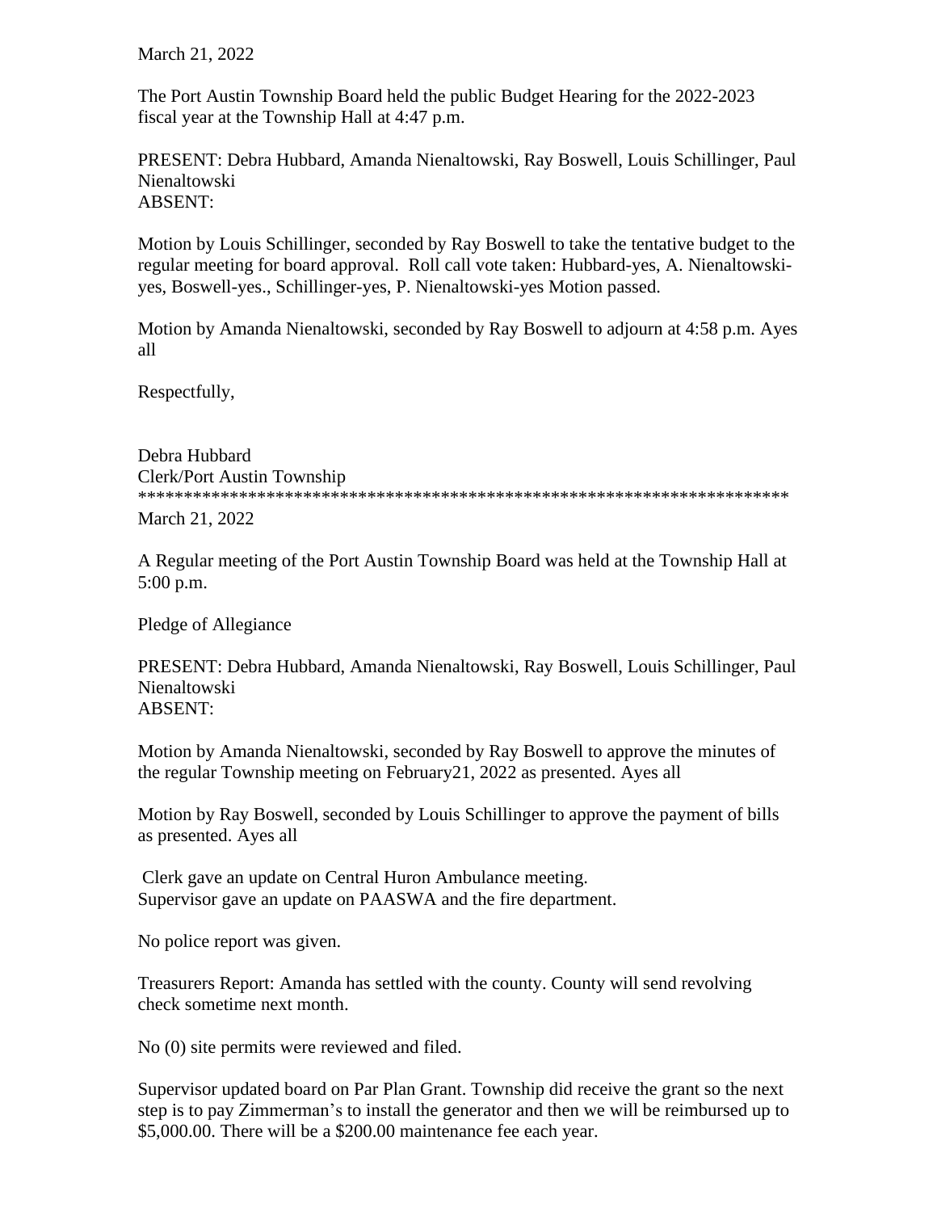March 21, 2022

The Port Austin Township Board held the public Budget Hearing for the 2022-2023 fiscal year at the Township Hall at 4:47 p.m.

PRESENT: Debra Hubbard, Amanda Nienaltowski, Ray Boswell, Louis Schillinger, Paul Nienaltowski
ABSENT:

Motion by Louis Schillinger, seconded by Ray Boswell to take the tentative budget to the regular meeting for board approval. Roll call vote taken: Hubbard-yes, A. Nienaltowski-yes, Boswell-yes., Schillinger-yes, P. Nienaltowski-yes Motion passed.

Motion by Amanda Nienaltowski, seconded by Ray Boswell to adjourn at 4:58 p.m. Ayes all

Respectfully,

Debra Hubbard
Clerk/Port Austin Township
**************************************************************************

March 21, 2022

A Regular meeting of the Port Austin Township Board was held at the Township Hall at 5:00 p.m.

Pledge of Allegiance

PRESENT: Debra Hubbard, Amanda Nienaltowski, Ray Boswell, Louis Schillinger, Paul Nienaltowski
ABSENT:

Motion by Amanda Nienaltowski, seconded by Ray Boswell to approve the minutes of the regular Township meeting on February21, 2022 as presented. Ayes all

Motion by Ray Boswell, seconded by Louis Schillinger to approve the payment of bills as presented. Ayes all

Clerk gave an update on Central Huron Ambulance meeting.
Supervisor gave an update on PAASWA and the fire department.

No police report was given.

Treasurers Report: Amanda has settled with the county. County will send revolving check sometime next month.

No (0) site permits were reviewed and filed.

Supervisor updated board on Par Plan Grant. Township did receive the grant so the next step is to pay Zimmerman's to install the generator and then we will be reimbursed up to $5,000.00. There will be a $200.00 maintenance fee each year.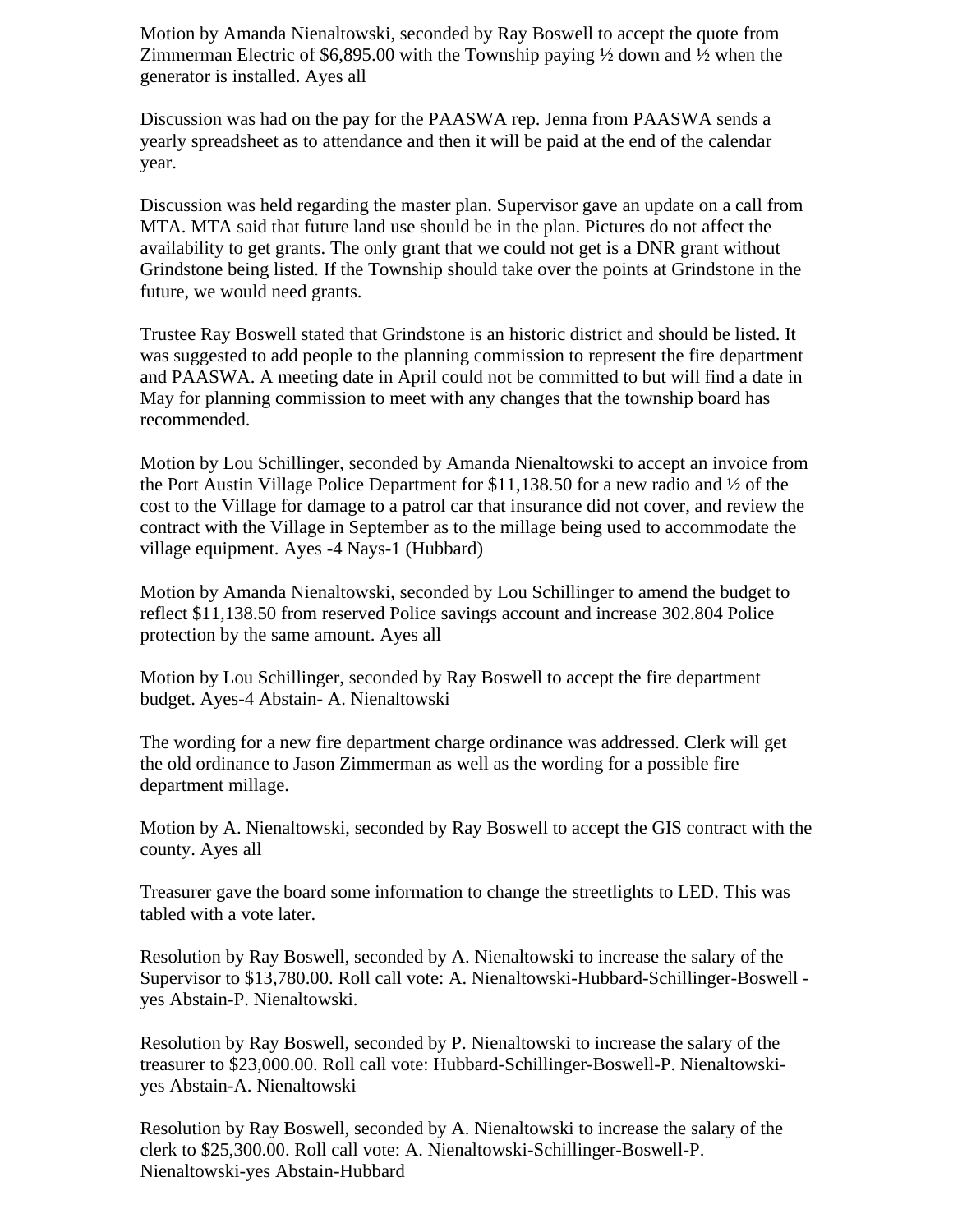Motion by Amanda Nienaltowski, seconded by Ray Boswell to accept the quote from Zimmerman Electric of $6,895.00 with the Township paying ½ down and ½ when the generator is installed. Ayes all

Discussion was had on the pay for the PAASWA rep. Jenna from PAASWA sends a yearly spreadsheet as to attendance and then it will be paid at the end of the calendar year.

Discussion was held regarding the master plan. Supervisor gave an update on a call from MTA. MTA said that future land use should be in the plan. Pictures do not affect the availability to get grants. The only grant that we could not get is a DNR grant without Grindstone being listed. If the Township should take over the points at Grindstone in the future, we would need grants.

Trustee Ray Boswell stated that Grindstone is an historic district and should be listed. It was suggested to add people to the planning commission to represent the fire department and PAASWA. A meeting date in April could not be committed to but will find a date in May for planning commission to meet with any changes that the township board has recommended.

Motion by Lou Schillinger, seconded by Amanda Nienaltowski to accept an invoice from the Port Austin Village Police Department for $11,138.50 for a new radio and ½ of the cost to the Village for damage to a patrol car that insurance did not cover, and review the contract with the Village in September as to the millage being used to accommodate the village equipment. Ayes -4 Nays-1 (Hubbard)

Motion by Amanda Nienaltowski, seconded by Lou Schillinger to amend the budget to reflect $11,138.50 from reserved Police savings account and increase 302.804 Police protection by the same amount. Ayes all

Motion by Lou Schillinger, seconded by Ray Boswell to accept the fire department budget. Ayes-4 Abstain- A. Nienaltowski

The wording for a new fire department charge ordinance was addressed. Clerk will get the old ordinance to Jason Zimmerman as well as the wording for a possible fire department millage.

Motion by A. Nienaltowski, seconded by Ray Boswell to accept the GIS contract with the county. Ayes all

Treasurer gave the board some information to change the streetlights to LED. This was tabled with a vote later.

Resolution by Ray Boswell, seconded by A. Nienaltowski to increase the salary of the Supervisor to $13,780.00. Roll call vote: A. Nienaltowski-Hubbard-Schillinger-Boswell - yes Abstain-P. Nienaltowski.

Resolution by Ray Boswell, seconded by P. Nienaltowski to increase the salary of the treasurer to $23,000.00. Roll call vote: Hubbard-Schillinger-Boswell-P. Nienaltowski-yes Abstain-A. Nienaltowski

Resolution by Ray Boswell, seconded by A. Nienaltowski to increase the salary of the clerk to $25,300.00. Roll call vote: A. Nienaltowski-Schillinger-Boswell-P. Nienaltowski-yes Abstain-Hubbard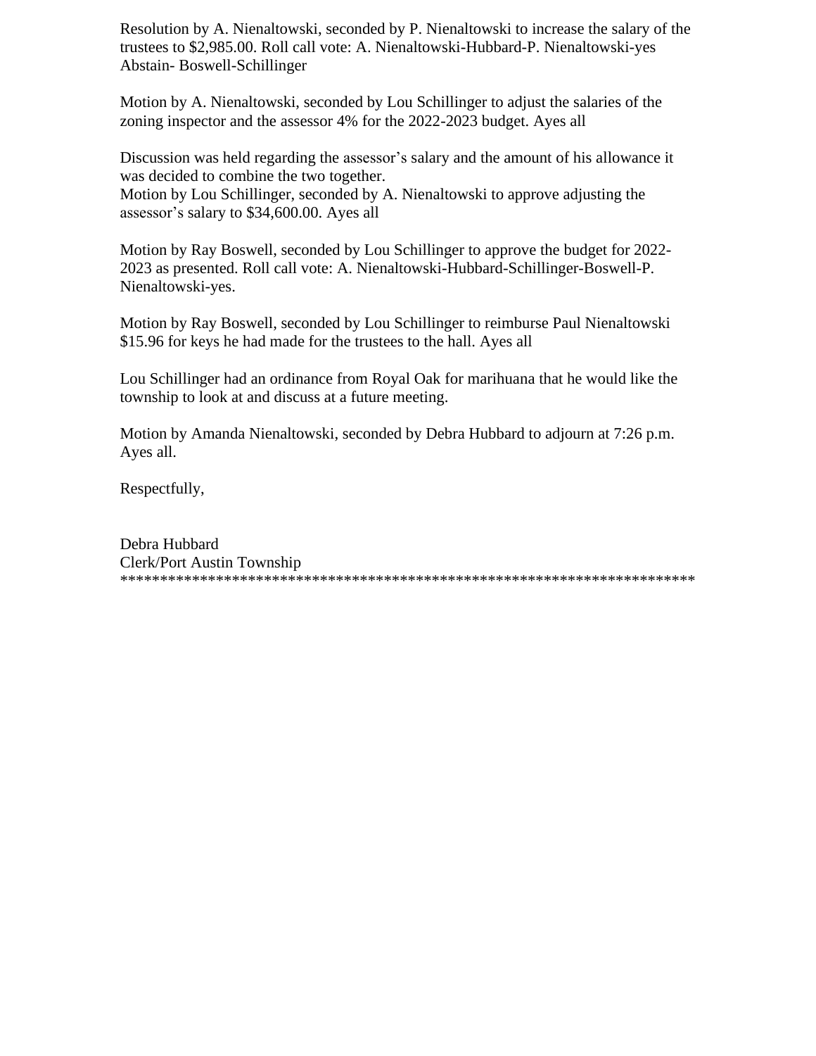Resolution by A. Nienaltowski, seconded by P. Nienaltowski to increase the salary of the trustees to $2,985.00. Roll call vote: A. Nienaltowski-Hubbard-P. Nienaltowski-yes Abstain- Boswell-Schillinger

Motion by A. Nienaltowski, seconded by Lou Schillinger to adjust the salaries of the zoning inspector and the assessor 4% for the 2022-2023 budget. Ayes all

Discussion was held regarding the assessor's salary and the amount of his allowance it was decided to combine the two together.
Motion by Lou Schillinger, seconded by A. Nienaltowski to approve adjusting the assessor's salary to $34,600.00. Ayes all

Motion by Ray Boswell, seconded by Lou Schillinger to approve the budget for 2022-2023 as presented. Roll call vote: A. Nienaltowski-Hubbard-Schillinger-Boswell-P. Nienaltowski-yes.

Motion by Ray Boswell, seconded by Lou Schillinger to reimburse Paul Nienaltowski $15.96 for keys he had made for the trustees to the hall. Ayes all

Lou Schillinger had an ordinance from Royal Oak for marihuana that he would like the township to look at and discuss at a future meeting.

Motion by Amanda Nienaltowski, seconded by Debra Hubbard to adjourn at 7:26 p.m. Ayes all.

Respectfully,

Debra Hubbard
Clerk/Port Austin Township
*************************************************************************